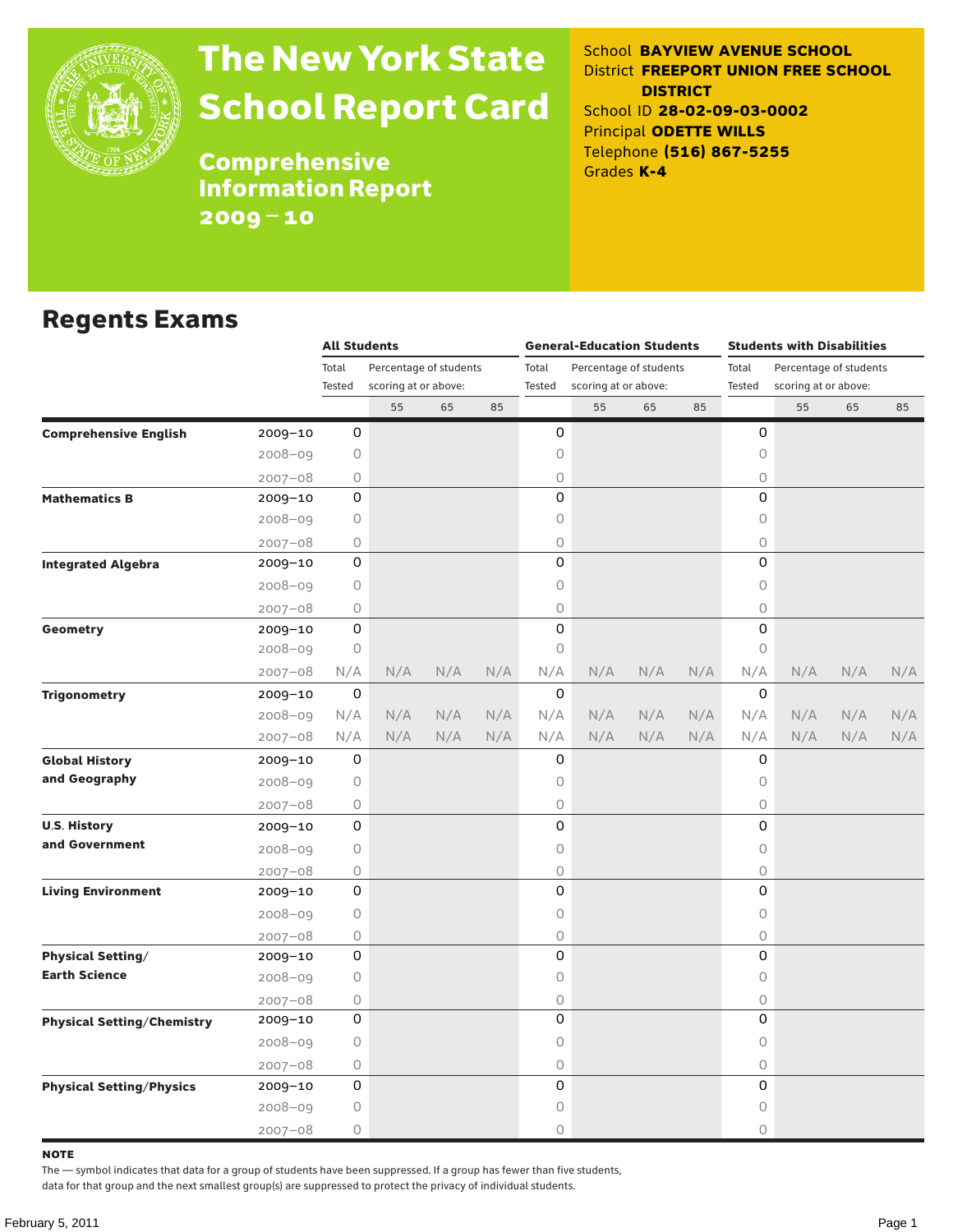# The New York State School Report Card

## Comprehensive Information Report 2009–10

School **BAYVIEW AVENUE SCHOOL**
District **FREEPORT UNION FREE SCHOOL DISTRICT**
School ID **28-02-09-03-0002**
Principal **ODETTE WILLS**
Telephone **(516) 867-5255**
Grades **K-4**

## Regents Exams

| | | All Students | | | | General-Education Students | | | | Students with Disabilities | | | |
|---|---|---|---|---|---|---|---|---|---|---|---|---|---|
| | | Total Tested | Percentage of students scoring at or above: | | | Total Tested | Percentage of students scoring at or above: | | | Total Tested | Percentage of students scoring at or above: | | |
| | | | 55 | 65 | 85 | | 55 | 65 | 85 | | 55 | 65 | 85 |
| **Comprehensive English** | 2009–10 | 0 | | | | 0 | | | | 0 | | | |
| | 2008–09 | 0 | | | | 0 | | | | 0 | | | |
| | 2007–08 | 0 | | | | 0 | | | | 0 | | | |
| **Mathematics B** | 2009–10 | 0 | | | | 0 | | | | 0 | | | |
| | 2008–09 | 0 | | | | 0 | | | | 0 | | | |
| | 2007–08 | 0 | | | | 0 | | | | 0 | | | |
| **Integrated Algebra** | 2009–10 | 0 | | | | 0 | | | | 0 | | | |
| | 2008–09 | 0 | | | | 0 | | | | 0 | | | |
| | 2007–08 | 0 | | | | 0 | | | | 0 | | | |
| **Geometry** | 2009–10 | 0 | | | | 0 | | | | 0 | | | |
| | 2008–09 | 0 | | | | 0 | | | | 0 | | | |
| | 2007–08 | N/A | N/A | N/A | N/A | N/A | N/A | N/A | N/A | N/A | N/A | N/A | N/A |
| **Trigonometry** | 2009–10 | 0 | | | | 0 | | | | 0 | | | |
| | 2008–09 | N/A | N/A | N/A | N/A | N/A | N/A | N/A | N/A | N/A | N/A | N/A | N/A |
| | 2007–08 | N/A | N/A | N/A | N/A | N/A | N/A | N/A | N/A | N/A | N/A | N/A | N/A |
| **Global History and Geography** | 2009–10 | 0 | | | | 0 | | | | 0 | | | |
| | 2008–09 | 0 | | | | 0 | | | | 0 | | | |
| | 2007–08 | 0 | | | | 0 | | | | 0 | | | |
| **U.S. History and Government** | 2009–10 | 0 | | | | 0 | | | | 0 | | | |
| | 2008–09 | 0 | | | | 0 | | | | 0 | | | |
| | 2007–08 | 0 | | | | 0 | | | | 0 | | | |
| **Living Environment** | 2009–10 | 0 | | | | 0 | | | | 0 | | | |
| | 2008–09 | 0 | | | | 0 | | | | 0 | | | |
| | 2007–08 | 0 | | | | 0 | | | | 0 | | | |
| **Physical Setting/ Earth Science** | 2009–10 | 0 | | | | 0 | | | | 0 | | | |
| | 2008–09 | 0 | | | | 0 | | | | 0 | | | |
| | 2007–08 | 0 | | | | 0 | | | | 0 | | | |
| **Physical Setting/Chemistry** | 2009–10 | 0 | | | | 0 | | | | 0 | | | |
| | 2008–09 | 0 | | | | 0 | | | | 0 | | | |
| | 2007–08 | 0 | | | | 0 | | | | 0 | | | |
| **Physical Setting/Physics** | 2009–10 | 0 | | | | 0 | | | | 0 | | | |
| | 2008–09 | 0 | | | | 0 | | | | 0 | | | |
| | 2007–08 | 0 | | | | 0 | | | | 0 | | | |

**NOTE**

The — symbol indicates that data for a group of students have been suppressed. If a group has fewer than five students, data for that group and the next smallest group(s) are suppressed to protect the privacy of individual students.

February 5, 2011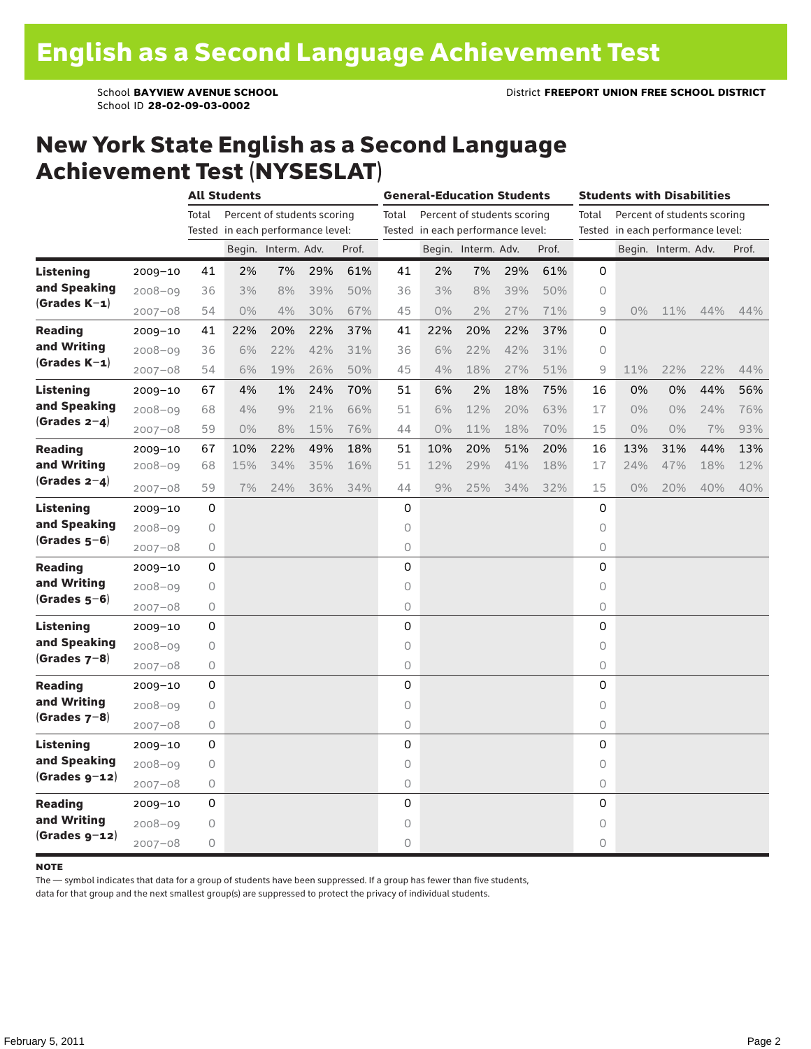# English as a Second Language Achievement Test

School **BAYVIEW AVENUE SCHOOL**
School ID **28-02-09-03-0002**
District **FREEPORT UNION FREE SCHOOL DISTRICT**

## New York State English as a Second Language Achievement Test (NYSESLAT)

| | | All Students | | | | | General-Education Students | | | | | Students with Disabilities | | | | |
|---|---|---|---|---|---|---|---|---|---|---|---|---|---|---|---|---|
| | | Total Tested | Percent of students scoring in each performance level: | | | | Total Tested | Percent of students scoring in each performance level: | | | | Total Tested | Percent of students scoring in each performance level: | | | |
| | | | Begin. | Interm. | Adv. | Prof. | | Begin. | Interm. | Adv. | Prof. | | Begin. | Interm. | Adv. | Prof. |
| **Listening and Speaking (Grades K–1)** | 2009–10 | 41 | 2% | 7% | 29% | 61% | 41 | 2% | 7% | 29% | 61% | 0 | | | | |
| | 2008–09 | 36 | 3% | 8% | 39% | 50% | 36 | 3% | 8% | 39% | 50% | 0 | | | | |
| | 2007–08 | 54 | 0% | 4% | 30% | 67% | 45 | 0% | 2% | 27% | 71% | 9 | 0% | 11% | 44% | 44% |
| **Reading and Writing (Grades K–1)** | 2009–10 | 41 | 22% | 20% | 22% | 37% | 41 | 22% | 20% | 22% | 37% | 0 | | | | |
| | 2008–09 | 36 | 6% | 22% | 42% | 31% | 36 | 6% | 22% | 42% | 31% | 0 | | | | |
| | 2007–08 | 54 | 6% | 19% | 26% | 50% | 45 | 4% | 18% | 27% | 51% | 9 | 11% | 22% | 22% | 44% |
| **Listening and Speaking (Grades 2–4)** | 2009–10 | 67 | 4% | 1% | 24% | 70% | 51 | 6% | 2% | 18% | 75% | 16 | 0% | 0% | 44% | 56% |
| | 2008–09 | 68 | 4% | 9% | 21% | 66% | 51 | 6% | 12% | 20% | 63% | 17 | 0% | 0% | 24% | 76% |
| | 2007–08 | 59 | 0% | 8% | 15% | 76% | 44 | 0% | 11% | 18% | 70% | 15 | 0% | 0% | 7% | 93% |
| **Reading and Writing (Grades 2–4)** | 2009–10 | 67 | 10% | 22% | 49% | 18% | 51 | 10% | 20% | 51% | 20% | 16 | 13% | 31% | 44% | 13% |
| | 2008–09 | 68 | 15% | 34% | 35% | 16% | 51 | 12% | 29% | 41% | 18% | 17 | 24% | 47% | 18% | 12% |
| | 2007–08 | 59 | 7% | 24% | 36% | 34% | 44 | 9% | 25% | 34% | 32% | 15 | 0% | 20% | 40% | 40% |
| **Listening and Speaking (Grades 5–6)** | 2009–10 | 0 | | | | | 0 | | | | | 0 | | | | |
| | 2008–09 | 0 | | | | | 0 | | | | | 0 | | | | |
| | 2007–08 | 0 | | | | | 0 | | | | | 0 | | | | |
| **Reading and Writing (Grades 5–6)** | 2009–10 | 0 | | | | | 0 | | | | | 0 | | | | |
| | 2008–09 | 0 | | | | | 0 | | | | | 0 | | | | |
| | 2007–08 | 0 | | | | | 0 | | | | | 0 | | | | |
| **Listening and Speaking (Grades 7–8)** | 2009–10 | 0 | | | | | 0 | | | | | 0 | | | | |
| | 2008–09 | 0 | | | | | 0 | | | | | 0 | | | | |
| | 2007–08 | 0 | | | | | 0 | | | | | 0 | | | | |
| **Reading and Writing (Grades 7–8)** | 2009–10 | 0 | | | | | 0 | | | | | 0 | | | | |
| | 2008–09 | 0 | | | | | 0 | | | | | 0 | | | | |
| | 2007–08 | 0 | | | | | 0 | | | | | 0 | | | | |
| **Listening and Speaking (Grades 9–12)** | 2009–10 | 0 | | | | | 0 | | | | | 0 | | | | |
| | 2008–09 | 0 | | | | | 0 | | | | | 0 | | | | |
| | 2007–08 | 0 | | | | | 0 | | | | | 0 | | | | |
| **Reading and Writing (Grades 9–12)** | 2009–10 | 0 | | | | | 0 | | | | | 0 | | | | |
| | 2008–09 | 0 | | | | | 0 | | | | | 0 | | | | |
| | 2007–08 | 0 | | | | | 0 | | | | | 0 | | | | |

**NOTE**

The — symbol indicates that data for a group of students have been suppressed. If a group has fewer than five students, data for that group and the next smallest group(s) are suppressed to protect the privacy of individual students.

February 5, 2011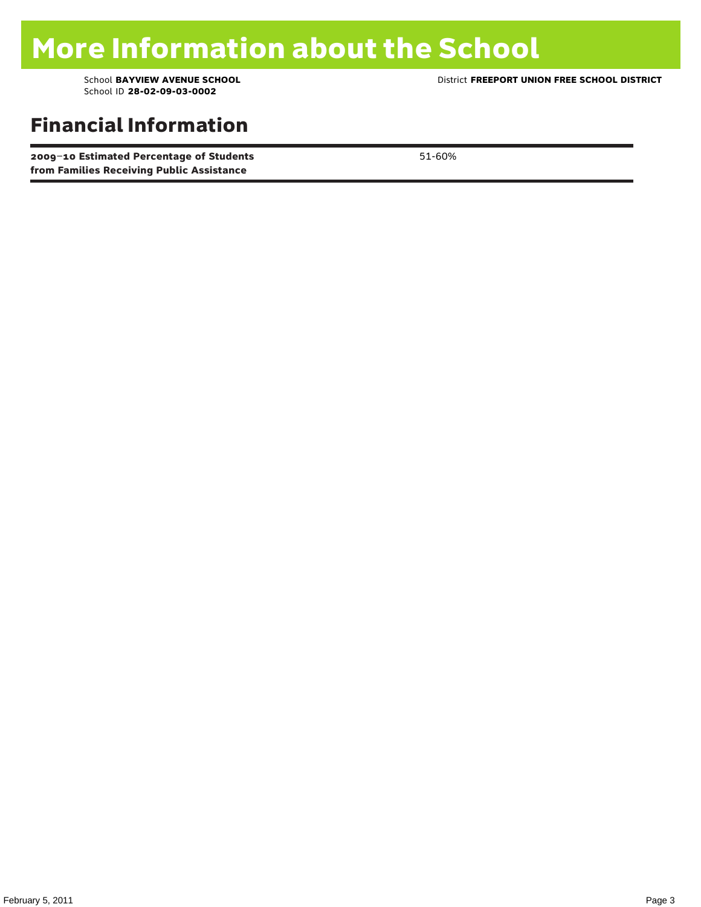# More Information about the School

School **BAYVIEW AVENUE SCHOOL**
School ID **28-02-09-03-0002**

District **FREEPORT UNION FREE SCHOOL DISTRICT**

## Financial Information

| | |
|---|---|
| **2009–10 Estimated Percentage of Students from Families Receiving Public Assistance** | 51-60% |